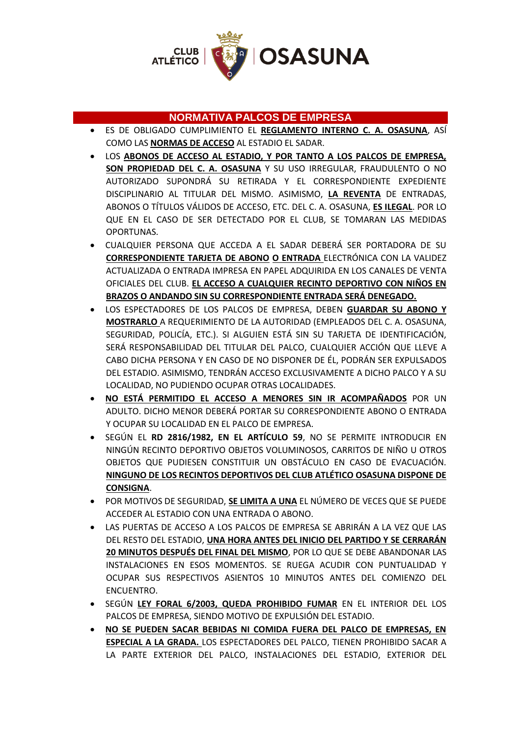CLUB ATLÉTICO OSASUNA

## NORMATIVA PALCOS DE EMPRESA

- ES DE OBLIGADO CUMPLIMIENTO EL **REGLAMENTO INTERNO C. A. OSASUNA**, ASÍ COMO LAS **NORMAS DE ACCESO** AL ESTADIO EL SADAR.
- LOS **ABONOS DE ACCESO AL ESTADIO, Y POR TANTO A LOS PALCOS DE EMPRESA, SON PROPIEDAD DEL C. A. OSASUNA** Y SU USO IRREGULAR, FRAUDULENTO O NO AUTORIZADO SUPONDRÁ SU RETIRADA Y EL CORRESPONDIENTE EXPEDIENTE DISCIPLINARIO AL TITULAR DEL MISMO. ASIMISMO, **LA REVENTA** DE ENTRADAS, ABONOS O TÍTULOS VÁLIDOS DE ACCESO, ETC. DEL C. A. OSASUNA, **ES ILEGAL**. POR LO QUE EN EL CASO DE SER DETECTADO POR EL CLUB, SE TOMARAN LAS MEDIDAS OPORTUNAS.
- CUALQUIER PERSONA QUE ACCEDA A EL SADAR DEBERÁ SER PORTADORA DE SU **CORRESPONDIENTE TARJETA DE ABONO O ENTRADA** ELECTRÓNICA CON LA VALIDEZ ACTUALIZADA O ENTRADA IMPRESA EN PAPEL ADQUIRIDA EN LOS CANALES DE VENTA OFICIALES DEL CLUB. **EL ACCESO A CUALQUIER RECINTO DEPORTIVO CON NIÑOS EN BRAZOS O ANDANDO SIN SU CORRESPONDIENTE ENTRADA SERÁ DENEGADO.**
- LOS ESPECTADORES DE LOS PALCOS DE EMPRESA, DEBEN **GUARDAR SU ABONO Y MOSTRARLO** A REQUERIMIENTO DE LA AUTORIDAD (EMPLEADOS DEL C. A. OSASUNA, SEGURIDAD, POLICÍA, ETC.). SI ALGUIEN ESTÁ SIN SU TARJETA DE IDENTIFICACIÓN, SERÁ RESPONSABILIDAD DEL TITULAR DEL PALCO, CUALQUIER ACCIÓN QUE LLEVE A CABO DICHA PERSONA Y EN CASO DE NO DISPONER DE ÉL, PODRÁN SER EXPULSADOS DEL ESTADIO. ASIMISMO, TENDRÁN ACCESO EXCLUSIVAMENTE A DICHO PALCO Y A SU LOCALIDAD, NO PUDIENDO OCUPAR OTRAS LOCALIDADES.
- **NO ESTÁ PERMITIDO EL ACCESO A MENORES SIN IR ACOMPAÑADOS** POR UN ADULTO. DICHO MENOR DEBERÁ PORTAR SU CORRESPONDIENTE ABONO O ENTRADA Y OCUPAR SU LOCALIDAD EN EL PALCO DE EMPRESA.
- SEGÚN EL **RD 2816/1982, EN EL ARTÍCULO 59**, NO SE PERMITE INTRODUCIR EN NINGÚN RECINTO DEPORTIVO OBJETOS VOLUMINOSOS, CARRITOS DE NIÑO U OTROS OBJETOS QUE PUDIESEN CONSTITUIR UN OBSTÁCULO EN CASO DE EVACUACIÓN. **NINGUNO DE LOS RECINTOS DEPORTIVOS DEL CLUB ATLÉTICO OSASUNA DISPONE DE CONSIGNA**.
- POR MOTIVOS DE SEGURIDAD, **SE LIMITA A UNA** EL NÚMERO DE VECES QUE SE PUEDE ACCEDER AL ESTADIO CON UNA ENTRADA O ABONO.
- LAS PUERTAS DE ACCESO A LOS PALCOS DE EMPRESA SE ABRIRÁN A LA VEZ QUE LAS DEL RESTO DEL ESTADIO, **UNA HORA ANTES DEL INICIO DEL PARTIDO Y SE CERRARÁN 20 MINUTOS DESPUÉS DEL FINAL DEL MISMO**, POR LO QUE SE DEBE ABANDONAR LAS INSTALACIONES EN ESOS MOMENTOS. SE RUEGA ACUDIR CON PUNTUALIDAD Y OCUPAR SUS RESPECTIVOS ASIENTOS 10 MINUTOS ANTES DEL COMIENZO DEL ENCUENTRO.
- SEGÚN **LEY FORAL 6/2003, QUEDA PROHIBIDO FUMAR** EN EL INTERIOR DEL LOS PALCOS DE EMPRESA, SIENDO MOTIVO DE EXPULSIÓN DEL ESTADIO.
- **NO SE PUEDEN SACAR BEBIDAS NI COMIDA FUERA DEL PALCO DE EMPRESAS, EN ESPECIAL A LA GRADA.** LOS ESPECTADORES DEL PALCO, TIENEN PROHIBIDO SACAR A LA PARTE EXTERIOR DEL PALCO, INSTALACIONES DEL ESTADIO, EXTERIOR DEL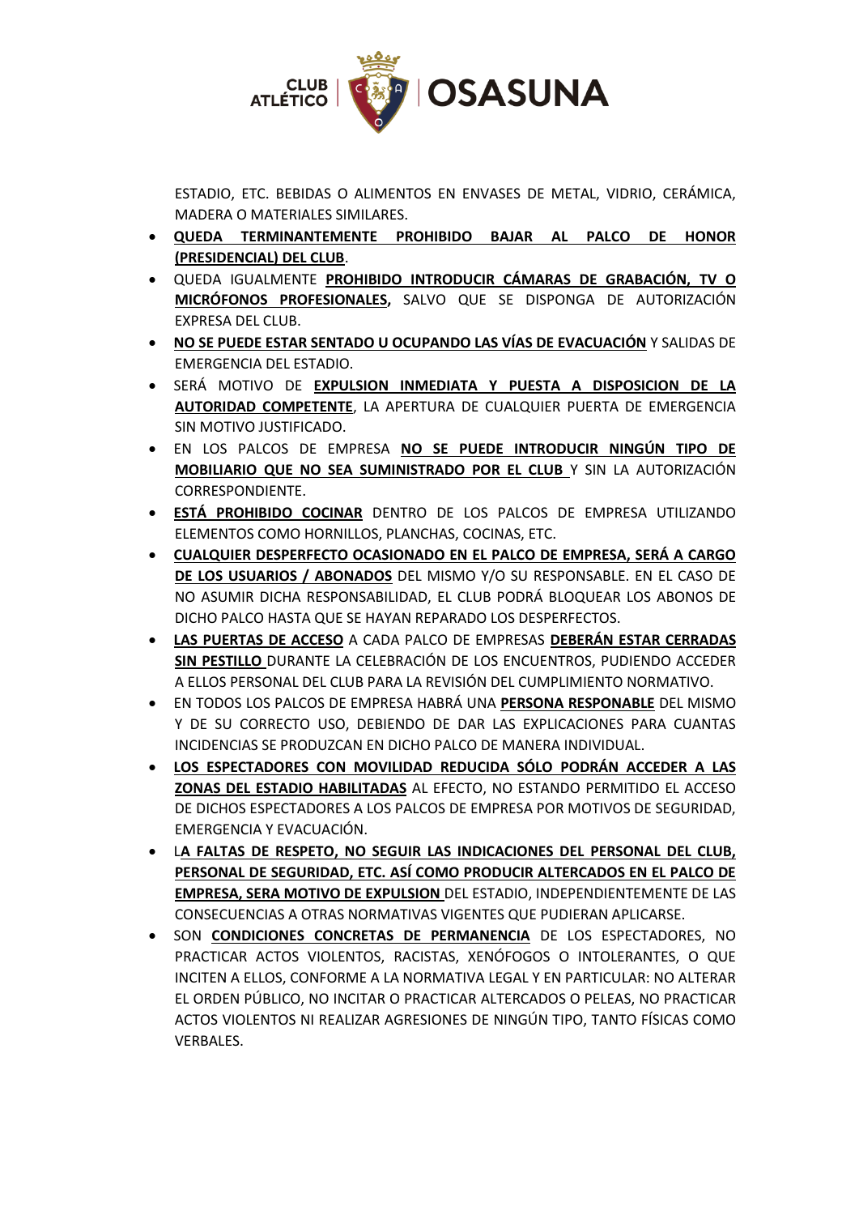ESTADIO, ETC. BEBIDAS O ALIMENTOS EN ENVASES DE METAL, VIDRIO, CERÁMICA, MADERA O MATERIALES SIMILARES.

- **QUEDA TERMINANTEMENTE PROHIBIDO BAJAR AL PALCO DE HONOR (PRESIDENCIAL) DEL CLUB**.
- QUEDA IGUALMENTE **PROHIBIDO INTRODUCIR CÁMARAS DE GRABACIÓN, TV O MICRÓFONOS PROFESIONALES,** SALVO QUE SE DISPONGA DE AUTORIZACIÓN EXPRESA DEL CLUB.
- **NO SE PUEDE ESTAR SENTADO U OCUPANDO LAS VÍAS DE EVACUACIÓN** Y SALIDAS DE EMERGENCIA DEL ESTADIO.
- SERÁ MOTIVO DE **EXPULSION INMEDIATA Y PUESTA A DISPOSICION DE LA AUTORIDAD COMPETENTE**, LA APERTURA DE CUALQUIER PUERTA DE EMERGENCIA SIN MOTIVO JUSTIFICADO.
- EN LOS PALCOS DE EMPRESA **NO SE PUEDE INTRODUCIR NINGÚN TIPO DE MOBILIARIO QUE NO SEA SUMINISTRADO POR EL CLUB** Y SIN LA AUTORIZACIÓN CORRESPONDIENTE.
- **ESTÁ PROHIBIDO COCINAR** DENTRO DE LOS PALCOS DE EMPRESA UTILIZANDO ELEMENTOS COMO HORNILLOS, PLANCHAS, COCINAS, ETC.
- **CUALQUIER DESPERFECTO OCASIONADO EN EL PALCO DE EMPRESA, SERÁ A CARGO DE LOS USUARIOS / ABONADOS** DEL MISMO Y/O SU RESPONSABLE. EN EL CASO DE NO ASUMIR DICHA RESPONSABILIDAD, EL CLUB PODRÁ BLOQUEAR LOS ABONOS DE DICHO PALCO HASTA QUE SE HAYAN REPARADO LOS DESPERFECTOS.
- **LAS PUERTAS DE ACCESO** A CADA PALCO DE EMPRESAS **DEBERÁN ESTAR CERRADAS SIN PESTILLO** DURANTE LA CELEBRACIÓN DE LOS ENCUENTROS, PUDIENDO ACCEDER A ELLOS PERSONAL DEL CLUB PARA LA REVISIÓN DEL CUMPLIMIENTO NORMATIVO.
- EN TODOS LOS PALCOS DE EMPRESA HABRÁ UNA **PERSONA RESPONABLE** DEL MISMO Y DE SU CORRECTO USO, DEBIENDO DE DAR LAS EXPLICACIONES PARA CUANTAS INCIDENCIAS SE PRODUZCAN EN DICHO PALCO DE MANERA INDIVIDUAL.
- **LOS ESPECTADORES CON MOVILIDAD REDUCIDA SÓLO PODRÁN ACCEDER A LAS ZONAS DEL ESTADIO HABILITADAS** AL EFECTO, NO ESTANDO PERMITIDO EL ACCESO DE DICHOS ESPECTADORES A LOS PALCOS DE EMPRESA POR MOTIVOS DE SEGURIDAD, EMERGENCIA Y EVACUACIÓN.
- L**A FALTAS DE RESPETO, NO SEGUIR LAS INDICACIONES DEL PERSONAL DEL CLUB, PERSONAL DE SEGURIDAD, ETC. ASÍ COMO PRODUCIR ALTERCADOS EN EL PALCO DE EMPRESA, SERA MOTIVO DE EXPULSION** DEL ESTADIO, INDEPENDIENTEMENTE DE LAS CONSECUENCIAS A OTRAS NORMATIVAS VIGENTES QUE PUDIERAN APLICARSE.
- SON **CONDICIONES CONCRETAS DE PERMANENCIA** DE LOS ESPECTADORES, NO PRACTICAR ACTOS VIOLENTOS, RACISTAS, XENÓFOGOS O INTOLERANTES, O QUE INCITEN A ELLOS, CONFORME A LA NORMATIVA LEGAL Y EN PARTICULAR: NO ALTERAR EL ORDEN PÚBLICO, NO INCITAR O PRACTICAR ALTERCADOS O PELEAS, NO PRACTICAR ACTOS VIOLENTOS NI REALIZAR AGRESIONES DE NINGÚN TIPO, TANTO FÍSICAS COMO VERBALES.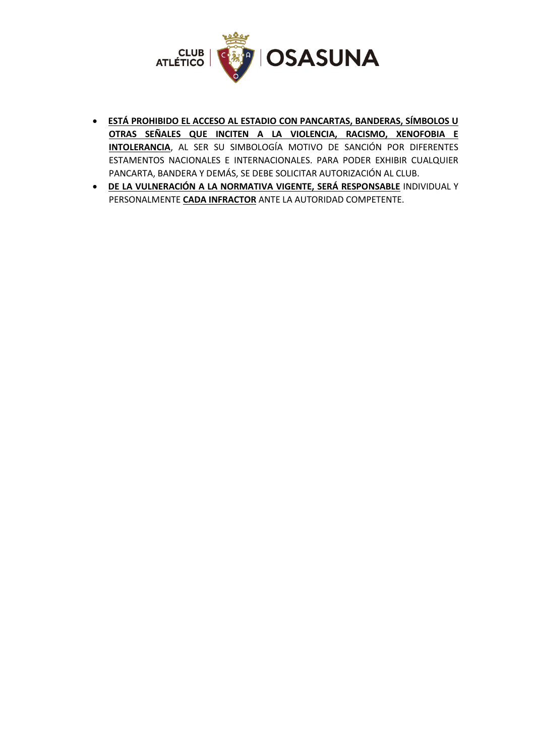- **ESTÁ PROHIBIDO EL ACCESO AL ESTADIO CON PANCARTAS, BANDERAS, SÍMBOLOS U OTRAS SEÑALES QUE INCITEN A LA VIOLENCIA, RACISMO, XENOFOBIA E INTOLERANCIA**, AL SER SU SIMBOLOGÍA MOTIVO DE SANCIÓN POR DIFERENTES ESTAMENTOS NACIONALES E INTERNACIONALES. PARA PODER EXHIBIR CUALQUIER PANCARTA, BANDERA Y DEMÁS, SE DEBE SOLICITAR AUTORIZACIÓN AL CLUB.
- **DE LA VULNERACIÓN A LA NORMATIVA VIGENTE, SERÁ RESPONSABLE** INDIVIDUAL Y PERSONALMENTE **CADA INFRACTOR** ANTE LA AUTORIDAD COMPETENTE.